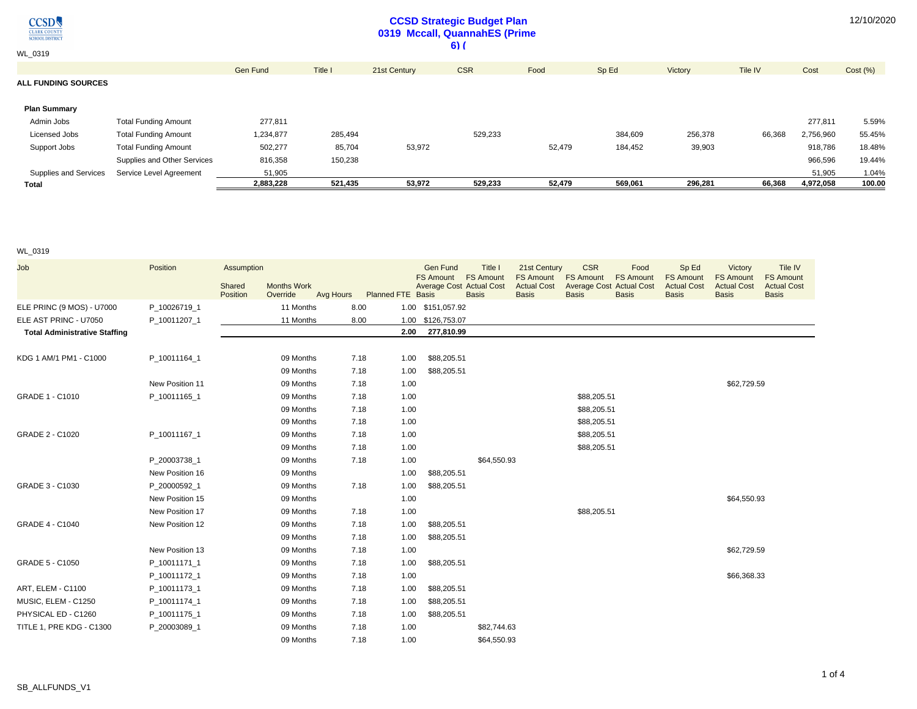CCSD CLARK COUNTY SCHOOL DISTRICT

# CCSD Strategic Budget Plan
## 0319 Mccall, QuannahES (Prime 6) (

12/10/2020

WL_0319

| | | Gen Fund | Title I | 21st Century | CSR | Food | Sp Ed | Victory | Tile IV | Cost | Cost (%) |
|---|---|---|---|---|---|---|---|---|---|---|---|
| **ALL FUNDING SOURCES** | | | | | | | | | | | |
| **Plan Summary** | | | | | | | | | | | |
| Admin Jobs | Total Funding Amount | 277,811 | | | | | | | | 277,811 | 5.59% |
| Licensed Jobs | Total Funding Amount | 1,234,877 | 285,494 | | 529,233 | | 384,609 | 256,378 | 66,368 | 2,756,960 | 55.45% |
| Support Jobs | Total Funding Amount | 502,277 | 85,704 | 53,972 | | 52,479 | 184,452 | 39,903 | | 918,786 | 18.48% |
| | Supplies and Other Services | 816,358 | 150,238 | | | | | | | 966,596 | 19.44% |
| Supplies and Services | Service Level Agreement | 51,905 | | | | | | | | 51,905 | 1.04% |
| **Total** | | **2,883,228** | **521,435** | **53,972** | **529,233** | **52,479** | **569,061** | **296,281** | **66,368** | **4,972,058** | **100.00** |

WL_0319

| Job | Position | Assumption Shared Position | Months Work Override | Avg Hours | Planned FTE | Gen Fund FS Amount Average Cost Basis | Title I FS Amount Actual Cost Basis | 21st Century FS Amount Actual Cost Basis | CSR FS Amount Average Cost Basis | Food FS Amount Actual Cost Basis | Sp Ed FS Amount Actual Cost Basis | Victory FS Amount Actual Cost Basis | Tile IV FS Amount Actual Cost Basis |
|---|---|---|---|---|---|---|---|---|---|---|---|---|---|
| ELE PRINC (9 MOS) - U7000 | P_10026719_1 | | 11 Months | 8.00 | 1.00 | $151,057.92 | | | | | | | |
| ELE AST PRINC - U7050 | P_10011207_1 | | 11 Months | 8.00 | 1.00 | $126,753.07 | | | | | | | |
| **Total Administrative Staffing** | | | | | **2.00** | **277,810.99** | | | | | | | |
| KDG 1 AM/1 PM1 - C1000 | P_10011164_1 | | 09 Months | 7.18 | 1.00 | $88,205.51 | | | | | | | |
| | | | 09 Months | 7.18 | 1.00 | $88,205.51 | | | | | | | |
| | New Position 11 | | 09 Months | 7.18 | 1.00 | | | | | | | $62,729.59 | |
| GRADE 1 - C1010 | P_10011165_1 | | 09 Months | 7.18 | 1.00 | | | | $88,205.51 | | | | |
| | | | 09 Months | 7.18 | 1.00 | | | | $88,205.51 | | | | |
| | | | 09 Months | 7.18 | 1.00 | | | | $88,205.51 | | | | |
| GRADE 2 - C1020 | P_10011167_1 | | 09 Months | 7.18 | 1.00 | | | | $88,205.51 | | | | |
| | | | 09 Months | 7.18 | 1.00 | | | | $88,205.51 | | | | |
| | P_20003738_1 | | 09 Months | 7.18 | 1.00 | | $64,550.93 | | | | | | |
| | New Position 16 | | 09 Months | | 1.00 | $88,205.51 | | | | | | | |
| GRADE 3 - C1030 | P_20000592_1 | | 09 Months | 7.18 | 1.00 | $88,205.51 | | | | | | | |
| | New Position 15 | | 09 Months | | 1.00 | | | | | | | $64,550.93 | |
| | New Position 17 | | 09 Months | 7.18 | 1.00 | | | | $88,205.51 | | | | |
| GRADE 4 - C1040 | New Position 12 | | 09 Months | 7.18 | 1.00 | $88,205.51 | | | | | | | |
| | | | 09 Months | 7.18 | 1.00 | $88,205.51 | | | | | | | |
| | New Position 13 | | 09 Months | 7.18 | 1.00 | | | | | | | $62,729.59 | |
| GRADE 5 - C1050 | P_10011171_1 | | 09 Months | 7.18 | 1.00 | $88,205.51 | | | | | | | |
| | P_10011172_1 | | 09 Months | 7.18 | 1.00 | | | | | | | $66,368.33 | |
| ART, ELEM - C1100 | P_10011173_1 | | 09 Months | 7.18 | 1.00 | $88,205.51 | | | | | | | |
| MUSIC, ELEM - C1250 | P_10011174_1 | | 09 Months | 7.18 | 1.00 | $88,205.51 | | | | | | | |
| PHYSICAL ED - C1260 | P_10011175_1 | | 09 Months | 7.18 | 1.00 | $88,205.51 | | | | | | | |
| TITLE 1, PRE KDG - C1300 | P_20003089_1 | | 09 Months | 7.18 | 1.00 | | $82,744.63 | | | | | | |
| | | | 09 Months | 7.18 | 1.00 | | $64,550.93 | | | | | | |

SB_ALLFUNDS_V1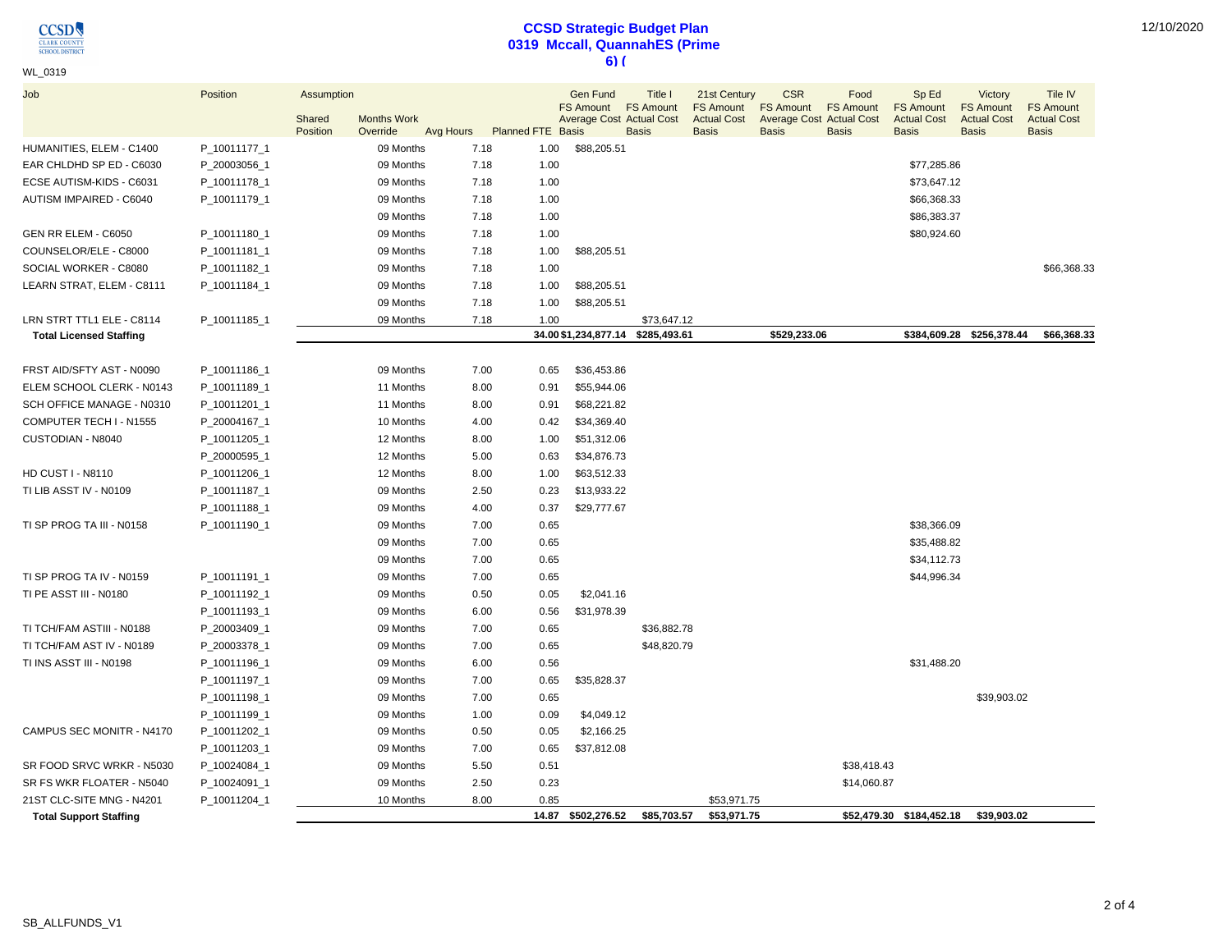**CCSD Strategic Budget Plan**
**0319 Mccall, QuannahES (Prime 6) (**

WL_0319

| Job | Position | Assumption Shared Position | Months Work Override | Avg Hours | Planned FTE | Gen Fund FS Amount Average Cost Basis | Title I FS Amount Actual Cost Basis | 21st Century FS Amount Actual Cost Basis | CSR FS Amount Average Cost Basis | Food FS Amount Actual Cost Basis | Sp Ed FS Amount Actual Cost Basis | Victory FS Amount Actual Cost Basis | Tile IV FS Amount Actual Cost Basis |
|---|---|---|---|---|---|---|---|---|---|---|---|---|---|
| HUMANITIES, ELEM - C1400 | P_10011177_1 | | 09 Months | 7.18 | 1.00 | $88,205.51 | | | | | | | |
| EAR CHLDHD SP ED - C6030 | P_20003056_1 | | 09 Months | 7.18 | 1.00 | | | | | | $77,285.86 | | |
| ECSE AUTISM-KIDS - C6031 | P_10011178_1 | | 09 Months | 7.18 | 1.00 | | | | | | $73,647.12 | | |
| AUTISM IMPAIRED - C6040 | P_10011179_1 | | 09 Months | 7.18 | 1.00 | | | | | | $66,368.33 | | |
| | | | 09 Months | 7.18 | 1.00 | | | | | | $86,383.37 | | |
| GEN RR ELEM - C6050 | P_10011180_1 | | 09 Months | 7.18 | 1.00 | | | | | | $80,924.60 | | |
| COUNSELOR/ELE - C8000 | P_10011181_1 | | 09 Months | 7.18 | 1.00 | $88,205.51 | | | | | | | |
| SOCIAL WORKER - C8080 | P_10011182_1 | | 09 Months | 7.18 | 1.00 | | | | | | | | $66,368.33 |
| LEARN STRAT, ELEM - C8111 | P_10011184_1 | | 09 Months | 7.18 | 1.00 | $88,205.51 | | | | | | | |
| | | | 09 Months | 7.18 | 1.00 | $88,205.51 | | | | | | | |
| LRN STRT TTL1 ELE - C8114 | P_10011185_1 | | 09 Months | 7.18 | 1.00 | | $73,647.12 | | | | | | |
| **Total Licensed Staffing** | | | | | **34.00** | **$1,234,877.14** | **$285,493.61** | | **$529,233.06** | | **$384,609.28** | **$256,378.44** | **$66,368.33** |
| FRST AID/SFTY AST - N0090 | P_10011186_1 | | 09 Months | 7.00 | 0.65 | $36,453.86 | | | | | | | |
| ELEM SCHOOL CLERK - N0143 | P_10011189_1 | | 11 Months | 8.00 | 0.91 | $55,944.06 | | | | | | | |
| SCH OFFICE MANAGE - N0310 | P_10011201_1 | | 11 Months | 8.00 | 0.91 | $68,221.82 | | | | | | | |
| COMPUTER TECH I - N1555 | P_20004167_1 | | 10 Months | 4.00 | 0.42 | $34,369.40 | | | | | | | |
| CUSTODIAN - N8040 | P_10011205_1 | | 12 Months | 8.00 | 1.00 | $51,312.06 | | | | | | | |
| | P_20000595_1 | | 12 Months | 5.00 | 0.63 | $34,876.73 | | | | | | | |
| HD CUST I - N8110 | P_10011206_1 | | 12 Months | 8.00 | 1.00 | $63,512.33 | | | | | | | |
| TI LIB ASST IV - N0109 | P_10011187_1 | | 09 Months | 2.50 | 0.23 | $13,933.22 | | | | | | | |
| | P_10011188_1 | | 09 Months | 4.00 | 0.37 | $29,777.67 | | | | | | | |
| TI SP PROG TA III - N0158 | P_10011190_1 | | 09 Months | 7.00 | 0.65 | | | | | | $38,366.09 | | |
| | | | 09 Months | 7.00 | 0.65 | | | | | | $35,488.82 | | |
| | | | 09 Months | 7.00 | 0.65 | | | | | | $34,112.73 | | |
| TI SP PROG TA IV - N0159 | P_10011191_1 | | 09 Months | 7.00 | 0.65 | | | | | | $44,996.34 | | |
| TI PE ASST III - N0180 | P_10011192_1 | | 09 Months | 0.50 | 0.05 | $2,041.16 | | | | | | | |
| | P_10011193_1 | | 09 Months | 6.00 | 0.56 | $31,978.39 | | | | | | | |
| TI TCH/FAM ASTIII - N0188 | P_20003409_1 | | 09 Months | 7.00 | 0.65 | | $36,882.78 | | | | | | |
| TI TCH/FAM AST IV - N0189 | P_20003378_1 | | 09 Months | 7.00 | 0.65 | | $48,820.79 | | | | | | |
| TI INS ASST III - N0198 | P_10011196_1 | | 09 Months | 6.00 | 0.56 | | | | | | $31,488.20 | | |
| | P_10011197_1 | | 09 Months | 7.00 | 0.65 | $35,828.37 | | | | | | | |
| | P_10011198_1 | | 09 Months | 7.00 | 0.65 | | | | | | | $39,903.02 | |
| | P_10011199_1 | | 09 Months | 1.00 | 0.09 | $4,049.12 | | | | | | | |
| CAMPUS SEC MONITR - N4170 | P_10011202_1 | | 09 Months | 0.50 | 0.05 | $2,166.25 | | | | | | | |
| | P_10011203_1 | | 09 Months | 7.00 | 0.65 | $37,812.08 | | | | | | | |
| SR FOOD SRVC WRKR - N5030 | P_10024084_1 | | 09 Months | 5.50 | 0.51 | | | | | $38,418.43 | | | |
| SR FS WKR FLOATER - N5040 | P_10024091_1 | | 09 Months | 2.50 | 0.23 | | | | | $14,060.87 | | | |
| 21ST CLC-SITE MNG - N4201 | P_10011204_1 | | 10 Months | 8.00 | 0.85 | | | $53,971.75 | | | | | |
| **Total Support Staffing** | | | | | **14.87** | **$502,276.52** | **$85,703.57** | **$53,971.75** | | **$52,479.30** | **$184,452.18** | **$39,903.02** | |

SB_ALLFUNDS_V1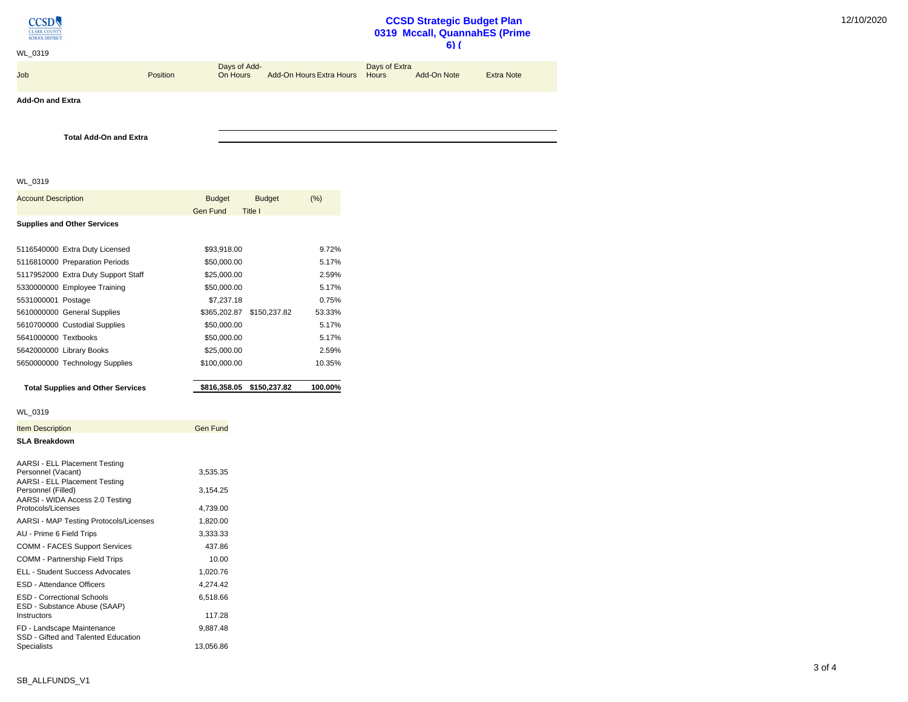CCSD Clark County School District

WL_0319

# CCSD Strategic Budget Plan
## 0319 Mccall, QuannahES (Prime 6) (

12/10/2020

| Job | Position | Days of Add-On Hours | Add-On Hours | Extra Hours | Days of Extra Hours | Add-On Note | Extra Note |
|---|---|---|---|---|---|---|---|
| **Add-On and Extra** | | | | | | | |
| **Total Add-On and Extra** | | | | | | | |

WL_0319

| Account Description | Budget Gen Fund | Budget Title I | (%) |
|---|---|---|---|
| **Supplies and Other Services** | | | |
| 5116540000 Extra Duty Licensed | $93,918.00 | | 9.72% |
| 5116810000 Preparation Periods | $50,000.00 | | 5.17% |
| 5117952000 Extra Duty Support Staff | $25,000.00 | | 2.59% |
| 5330000000 Employee Training | $50,000.00 | | 5.17% |
| 5531000001 Postage | $7,237.18 | | 0.75% |
| 5610000000 General Supplies | $365,202.87 | $150,237.82 | 53.33% |
| 5610700000 Custodial Supplies | $50,000.00 | | 5.17% |
| 5641000000 Textbooks | $50,000.00 | | 5.17% |
| 5642000000 Library Books | $25,000.00 | | 2.59% |
| 5650000000 Technology Supplies | $100,000.00 | | 10.35% |
| **Total Supplies and Other Services** | **$816,358.05** | **$150,237.82** | **100.00%** |

WL_0319

| Item Description | Gen Fund |
|---|---|
| **SLA Breakdown** | |
| AARSI - ELL Placement Testing Personnel (Vacant) | 3,535.35 |
| AARSI - ELL Placement Testing Personnel (Filled) | 3,154.25 |
| AARSI - WIDA Access 2.0 Testing Protocols/Licenses | 4,739.00 |
| AARSI - MAP Testing Protocols/Licenses | 1,820.00 |
| AU - Prime 6 Field Trips | 3,333.33 |
| COMM - FACES Support Services | 437.86 |
| COMM - Partnership Field Trips | 10.00 |
| ELL - Student Success Advocates | 1,020.76 |
| ESD - Attendance Officers | 4,274.42 |
| ESD - Correctional Schools | 6,518.66 |
| ESD - Substance Abuse (SAAP) Instructors | 117.28 |
| FD - Landscape Maintenance | 9,887.48 |
| SSD - Gifted and Talented Education Specialists | 13,056.86 |

SB_ALLFUNDS_V1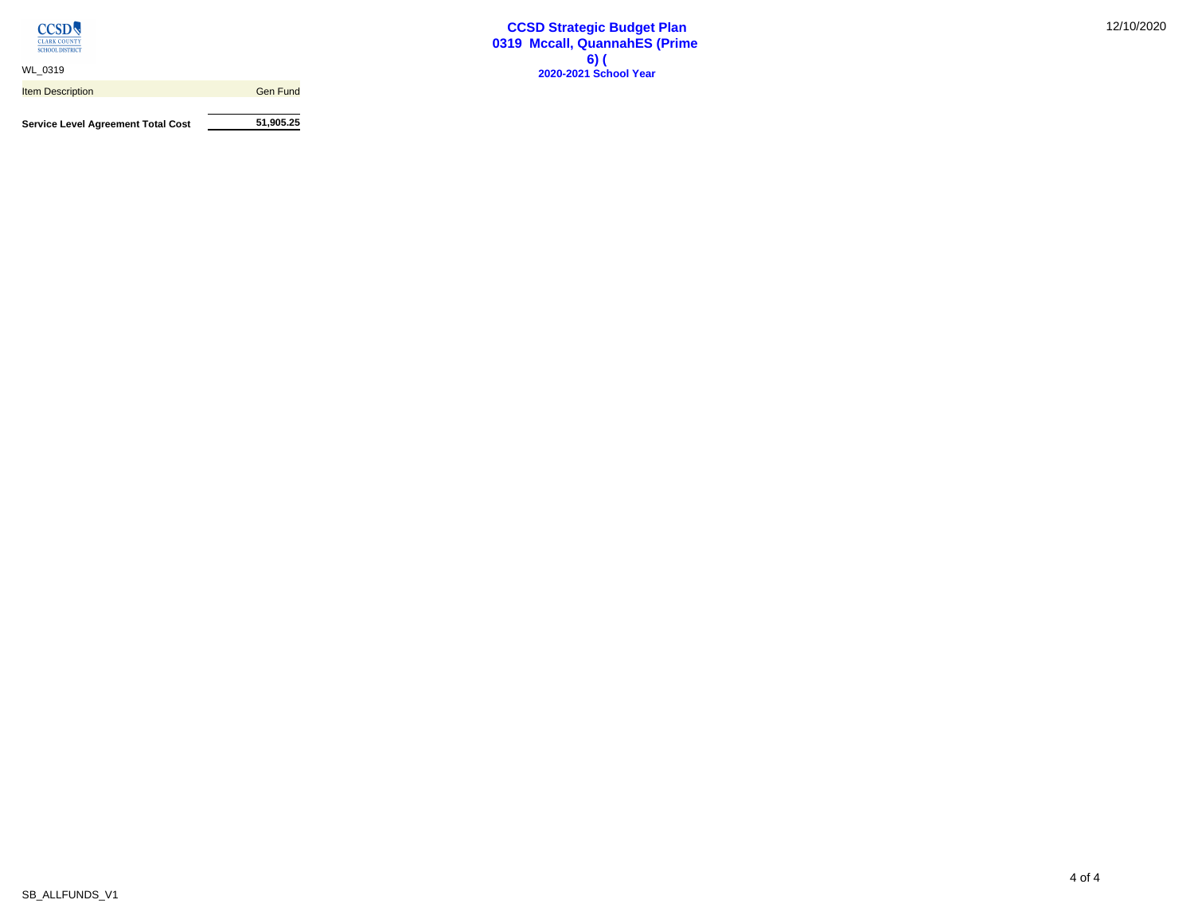# CCSD Strategic Budget Plan
## 0319 Mccall, QuannahES (Prime 6) (
### 2020-2021 School Year

WL_0319

12/10/2020

| Item Description | Gen Fund |
|---|---|
| **Service Level Agreement Total Cost** | **51,905.25** |

SB_ALLFUNDS_V1